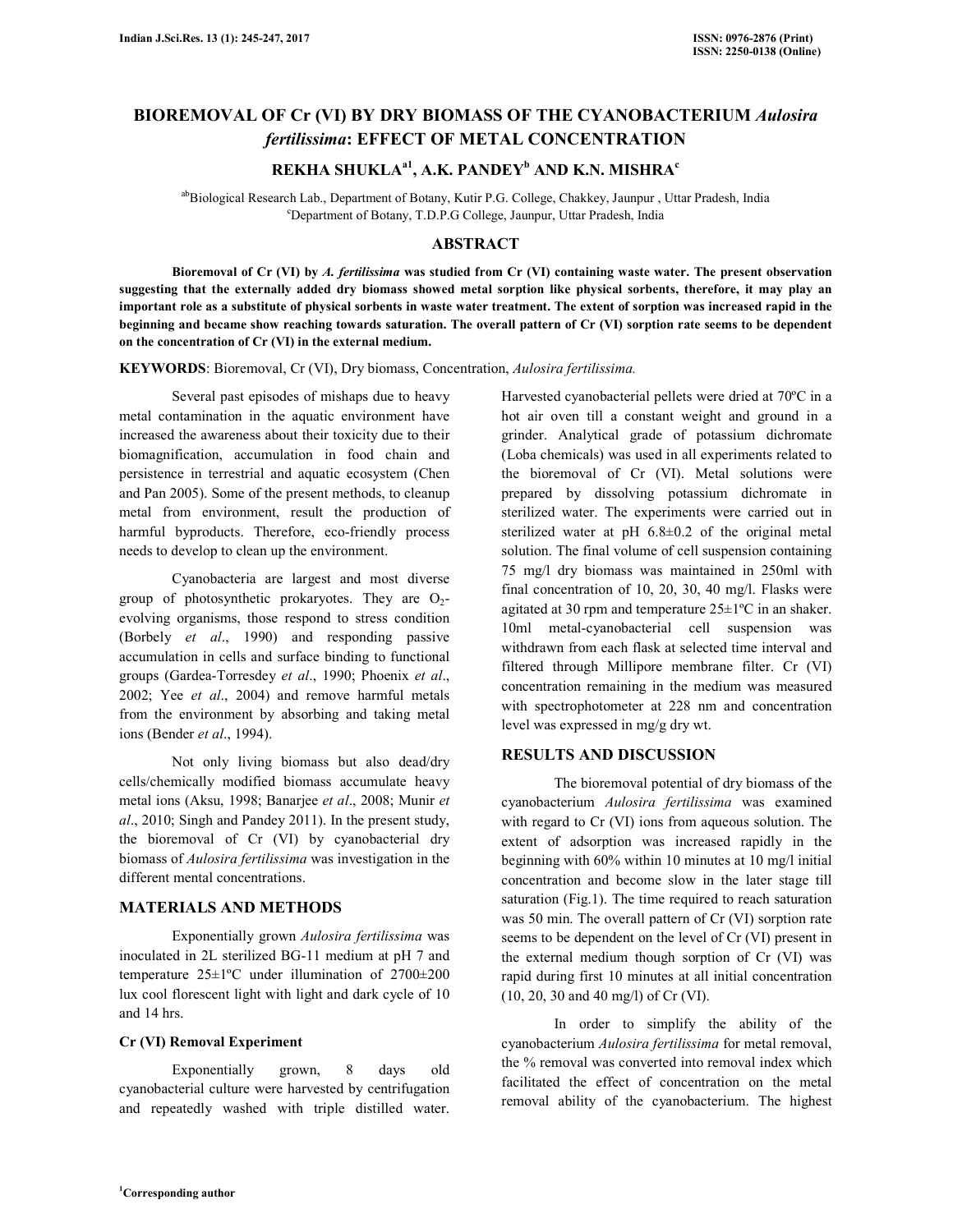# BIOREMOVAL OF Cr (VI) BY DRY BIOMASS OF THE CYANOBACTERIUM *Aulosira fertilissima*: EFFECT OF METAL CONCENTRATION

**REKHA SHUKLA[a1], A.K. PANDEY[b] AND K.N. MISHRA[c]**

[ab]Biological Research Lab., Department of Botany, Kutir P.G. College, Chakkey, Jaunpur , Uttar Pradesh, India
[c]Department of Botany, T.D.P.G College, Jaunpur, Uttar Pradesh, India

## ABSTRACT

**Bioremoval of Cr (VI) by *A. fertilissima* was studied from Cr (VI) containing waste water. The present observation suggesting that the externally added dry biomass showed metal sorption like physical sorbents, therefore, it may play an important role as a substitute of physical sorbents in waste water treatment. The extent of sorption was increased rapid in the beginning and became show reaching towards saturation. The overall pattern of Cr (VI) sorption rate seems to be dependent on the concentration of Cr (VI) in the external medium.**

**KEYWORDS**: Bioremoval, Cr (VI), Dry biomass, Concentration, *Aulosira fertilissima.*

Several past episodes of mishaps due to heavy metal contamination in the aquatic environment have increased the awareness about their toxicity due to their biomagnification, accumulation in food chain and persistence in terrestrial and aquatic ecosystem (Chen and Pan 2005). Some of the present methods, to cleanup metal from environment, result the production of harmful byproducts. Therefore, eco-friendly process needs to develop to clean up the environment.

Cyanobacteria are largest and most diverse group of photosynthetic prokaryotes. They are $O_2$-evolving organisms, those respond to stress condition (Borbely *et al*., 1990) and responding passive accumulation in cells and surface binding to functional groups (Gardea-Torresdey *et al*., 1990; Phoenix *et al*., 2002; Yee *et al*., 2004) and remove harmful metals from the environment by absorbing and taking metal ions (Bender *et al*., 1994).

Not only living biomass but also dead/dry cells/chemically modified biomass accumulate heavy metal ions (Aksu, 1998; Banarjee *et al*., 2008; Munir *et al*., 2010; Singh and Pandey 2011). In the present study, the bioremoval of Cr (VI) by cyanobacterial dry biomass of *Aulosira fertilissima* was investigation in the different mental concentrations.

## MATERIALS AND METHODS

Exponentially grown *Aulosira fertilissima* was inoculated in 2L sterilized BG-11 medium at pH 7 and temperature 25±1ºC under illumination of 2700±200 lux cool florescent light with light and dark cycle of 10 and 14 hrs.

### Cr (VI) Removal Experiment

Exponentially grown, 8 days old cyanobacterial culture were harvested by centrifugation and repeatedly washed with triple distilled water. Harvested cyanobacterial pellets were dried at 70ºC in a hot air oven till a constant weight and ground in a grinder. Analytical grade of potassium dichromate (Loba chemicals) was used in all experiments related to the bioremoval of Cr (VI). Metal solutions were prepared by dissolving potassium dichromate in sterilized water. The experiments were carried out in sterilized water at pH 6.8±0.2 of the original metal solution. The final volume of cell suspension containing 75 mg/l dry biomass was maintained in 250ml with final concentration of 10, 20, 30, 40 mg/l. Flasks were agitated at 30 rpm and temperature 25±1ºC in an shaker. 10ml metal-cyanobacterial cell suspension was withdrawn from each flask at selected time interval and filtered through Millipore membrane filter. Cr (VI) concentration remaining in the medium was measured with spectrophotometer at 228 nm and concentration level was expressed in mg/g dry wt.

## RESULTS AND DISCUSSION

The bioremoval potential of dry biomass of the cyanobacterium *Aulosira fertilissima* was examined with regard to Cr (VI) ions from aqueous solution. The extent of adsorption was increased rapidly in the beginning with 60% within 10 minutes at 10 mg/l initial concentration and become slow in the later stage till saturation (Fig.1). The time required to reach saturation was 50 min. The overall pattern of Cr (VI) sorption rate seems to be dependent on the level of Cr (VI) present in the external medium though sorption of Cr (VI) was rapid during first 10 minutes at all initial concentration (10, 20, 30 and 40 mg/l) of Cr (VI).

In order to simplify the ability of the cyanobacterium *Aulosira fertilissima* for metal removal, the % removal was converted into removal index which facilitated the effect of concentration on the metal removal ability of the cyanobacterium. The highest

[1]Corresponding author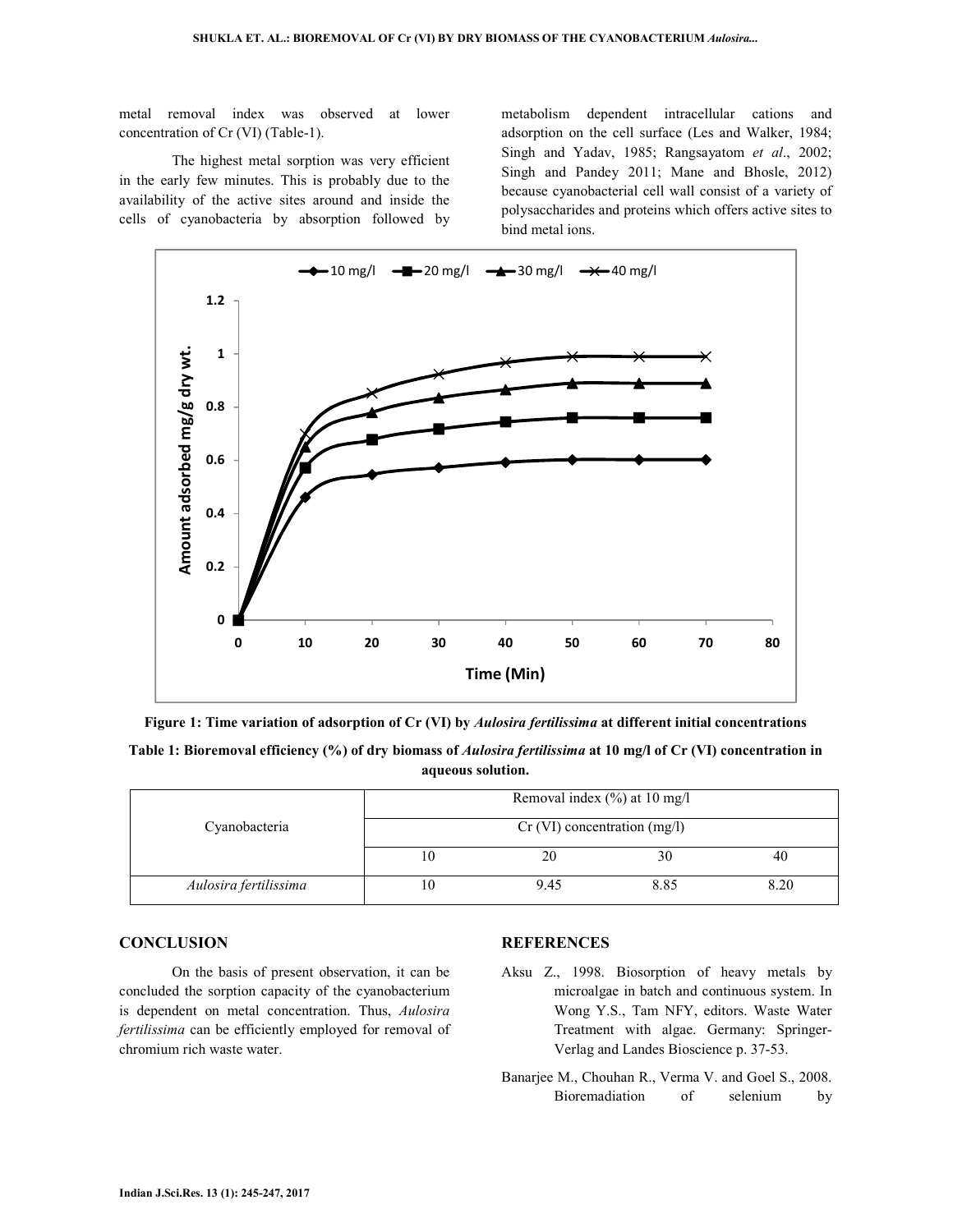metal removal index was observed at lower concentration of Cr (VI) (Table-1).

The highest metal sorption was very efficient in the early few minutes. This is probably due to the availability of the active sites around and inside the cells of cyanobacteria by absorption followed by metabolism dependent intracellular cations and adsorption on the cell surface (Les and Walker, 1984; Singh and Yadav, 1985; Rangsayatom *et al*., 2002; Singh and Pandey 2011; Mane and Bhosle, 2012) because cyanobacterial cell wall consist of a variety of polysaccharides and proteins which offers active sites to bind metal ions.

**Figure 1: Time variation of adsorption of Cr (VI) by *Aulosira fertilissima* at different initial concentrations**

**Table 1: Bioremoval efficiency (%) of dry biomass of *Aulosira fertilissima* at 10 mg/l of Cr (VI) concentration in aqueous solution.**

| Cyanobacteria | Removal index (%) at 10 mg/l | | | |
|---|---|---|---|---|
| | Cr (VI) concentration (mg/l) | | | |
| | 10 | 20 | 30 | 40 |
| *Aulosira fertilissima* | 10 | 9.45 | 8.85 | 8.20 |

## CONCLUSION

On the basis of present observation, it can be concluded the sorption capacity of the cyanobacterium is dependent on metal concentration. Thus, *Aulosira fertilissima* can be efficiently employed for removal of chromium rich waste water.

## REFERENCES

Aksu Z., 1998. Biosorption of heavy metals by microalgae in batch and continuous system. In Wong Y.S., Tam NFY, editors. Waste Water Treatment with algae. Germany: Springer-Verlag and Landes Bioscience p. 37-53.

Banarjee M., Chouhan R., Verma V. and Goel S., 2008. Bioremadiation of selenium by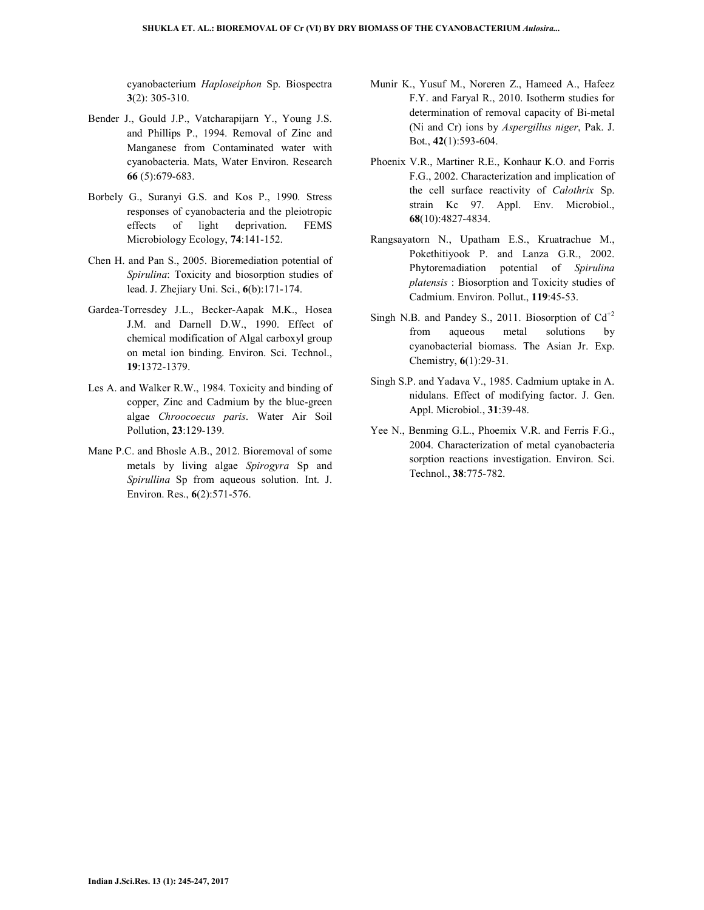cyanobacterium *Haploseiphon* Sp. Biospectra **3**(2): 305-310.

Bender J., Gould J.P., Vatcharapijarn Y., Young J.S. and Phillips P., 1994. Removal of Zinc and Manganese from Contaminated water with cyanobacteria. Mats, Water Environ. Research **66** (5):679-683.

Borbely G., Suranyi G.S. and Kos P., 1990. Stress responses of cyanobacteria and the pleiotropic effects of light deprivation. FEMS Microbiology Ecology, **74**:141-152.

Chen H. and Pan S., 2005. Bioremediation potential of *Spirulina*: Toxicity and biosorption studies of lead. J. Zhejiary Uni. Sci., **6**(b):171-174.

Gardea-Torresdey J.L., Becker-Aapak M.K., Hosea J.M. and Darnell D.W., 1990. Effect of chemical modification of Algal carboxyl group on metal ion binding. Environ. Sci. Technol., **19**:1372-1379.

Les A. and Walker R.W., 1984. Toxicity and binding of copper, Zinc and Cadmium by the blue-green algae *Chroocoecus paris*. Water Air Soil Pollution, **23**:129-139.

Mane P.C. and Bhosle A.B., 2012. Bioremoval of some metals by living algae *Spirogyra* Sp and *Spirullina* Sp from aqueous solution. Int. J. Environ. Res., **6**(2):571-576.

Munir K., Yusuf M., Noreren Z., Hameed A., Hafeez F.Y. and Faryal R., 2010. Isotherm studies for determination of removal capacity of Bi-metal (Ni and Cr) ions by *Aspergillus niger*, Pak. J. Bot., **42**(1):593-604.

Phoenix V.R., Martiner R.E., Konhaur K.O. and Forris F.G., 2002. Characterization and implication of the cell surface reactivity of *Calothrix* Sp. strain Kc 97. Appl. Env. Microbiol., **68**(10):4827-4834.

Rangsayatorn N., Upatham E.S., Kruatrachue M., Pokethitiyook P. and Lanza G.R., 2002. Phytoremadiation potential of *Spirulina platensis* : Biosorption and Toxicity studies of Cadmium. Environ. Pollut., **119**:45-53.

Singh N.B. and Pandey S., 2011. Biosorption of $Cd^{+2}$ from aqueous metal solutions by cyanobacterial biomass. The Asian Jr. Exp. Chemistry, **6**(1):29-31.

Singh S.P. and Yadava V., 1985. Cadmium uptake in A. nidulans. Effect of modifying factor. J. Gen. Appl. Microbiol., **31**:39-48.

Yee N., Benming G.L., Phoemix V.R. and Ferris F.G., 2004. Characterization of metal cyanobacteria sorption reactions investigation. Environ. Sci. Technol., **38**:775-782.